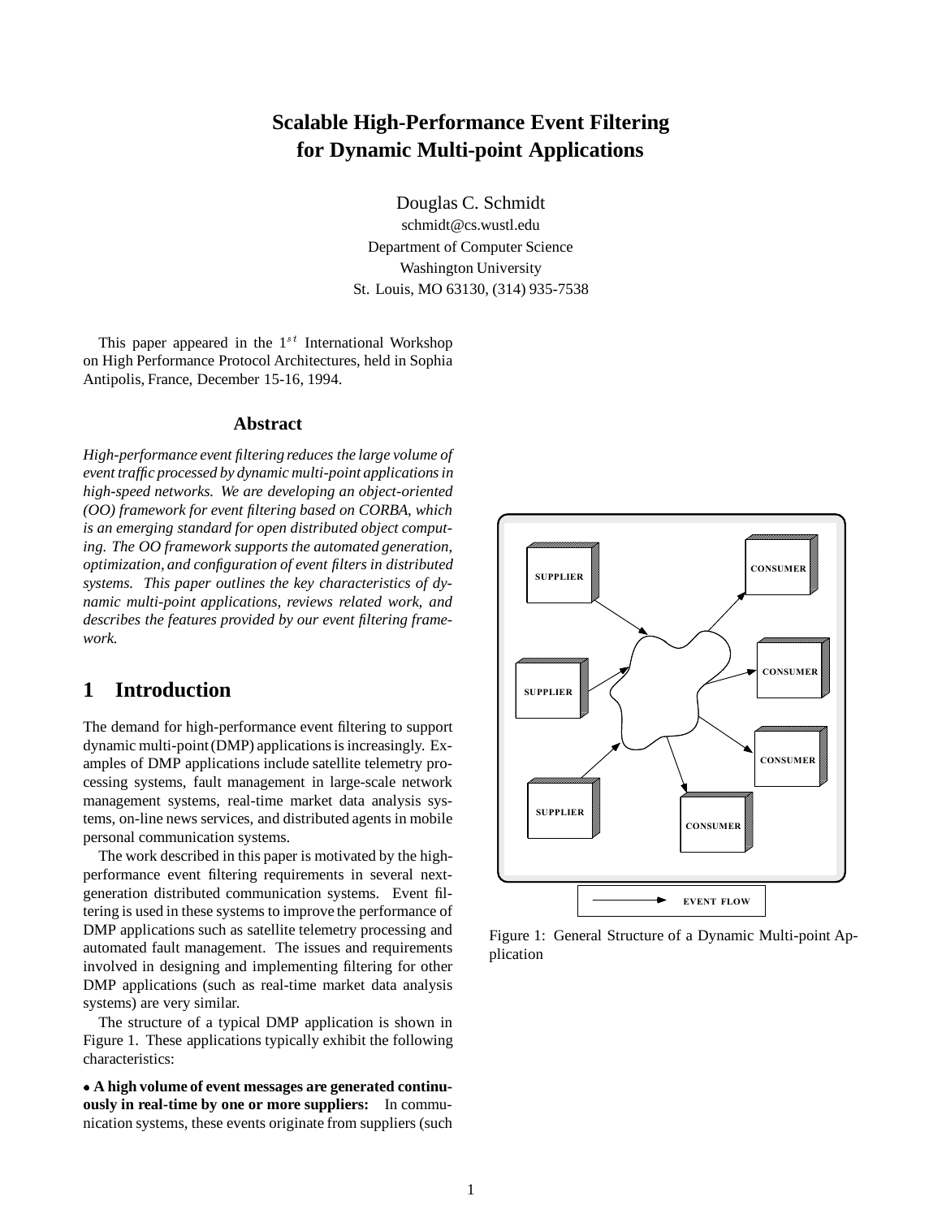# Scalable High-Performance Event Filtering for Dynamic Multi-point Applications

Douglas C. Schmidt
schmidt@cs.wustl.edu
Department of Computer Science
Washington University
St. Louis, MO 63130, (314) 935-7538

This paper appeared in the $1^{st}$ International Workshop on High Performance Protocol Architectures, held in Sophia Antipolis, France, December 15-16, 1994.

## Abstract

*High-performance event filtering reduces the large volume of event traffic processed by dynamic multi-point applications in high-speed networks. We are developing an object-oriented (OO) framework for event filtering based on CORBA, which is an emerging standard for open distributed object computing. The OO framework supports the automated generation, optimization, and configuration of event filters in distributed systems. This paper outlines the key characteristics of dynamic multi-point applications, reviews related work, and describes the features provided by our event filtering framework.*

## 1 Introduction

The demand for high-performance event filtering to support dynamic multi-point (DMP) applications is increasingly. Examples of DMP applications include satellite telemetry processing systems, fault management in large-scale network management systems, real-time market data analysis systems, on-line news services, and distributed agents in mobile personal communication systems.

The work described in this paper is motivated by the high-performance event filtering requirements in several next-generation distributed communication systems. Event filtering is used in these systems to improve the performance of DMP applications such as satellite telemetry processing and automated fault management. The issues and requirements involved in designing and implementing filtering for other DMP applications (such as real-time market data analysis systems) are very similar.

The structure of a typical DMP application is shown in Figure 1. These applications typically exhibit the following characteristics:

Figure 1: General Structure of a Dynamic Multi-point Application

- **A high volume of event messages are generated continuously in real-time by one or more suppliers:** In communication systems, these events originate from suppliers (such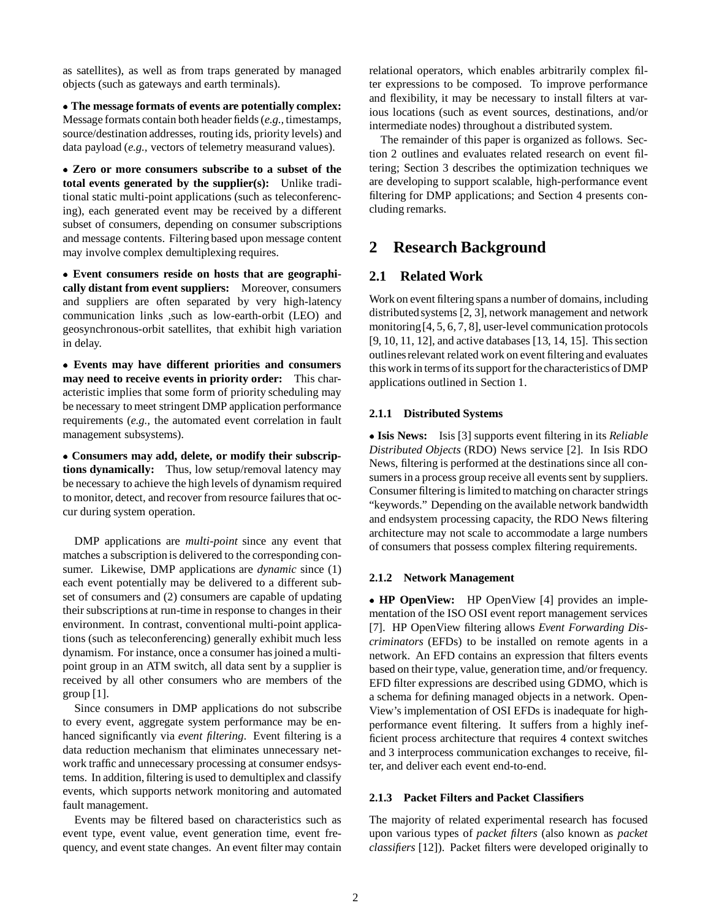as satellites), as well as from traps generated by managed objects (such as gateways and earth terminals).

- **The message formats of events are potentially complex:** Message formats contain both header fields (*e.g.,* timestamps, source/destination addresses, routing ids, priority levels) and data payload (*e.g.,* vectors of telemetry measurand values).

- **Zero or more consumers subscribe to a subset of the total events generated by the supplier(s):** Unlike traditional static multi-point applications (such as teleconferencing), each generated event may be received by a different subset of consumers, depending on consumer subscriptions and message contents. Filtering based upon message content may involve complex demultiplexing requires.

- **Event consumers reside on hosts that are geographically distant from event suppliers:** Moreover, consumers and suppliers are often separated by very high-latency communication links ,such as low-earth-orbit (LEO) and geosynchronous-orbit satellites, that exhibit high variation in delay.

- **Events may have different priorities and consumers may need to receive events in priority order:** This characteristic implies that some form of priority scheduling may be necessary to meet stringent DMP application performance requirements (*e.g.,* the automated event correlation in fault management subsystems).

- **Consumers may add, delete, or modify their subscriptions dynamically:** Thus, low setup/removal latency may be necessary to achieve the high levels of dynamism required to monitor, detect, and recover from resource failures that occur during system operation.

DMP applications are *multi-point* since any event that matches a subscription is delivered to the corresponding consumer. Likewise, DMP applications are *dynamic* since (1) each event potentially may be delivered to a different subset of consumers and (2) consumers are capable of updating their subscriptions at run-time in response to changes in their environment. In contrast, conventional multi-point applications (such as teleconferencing) generally exhibit much less dynamism. For instance, once a consumer has joined a multipoint group in an ATM switch, all data sent by a supplier is received by all other consumers who are members of the group [1].

Since consumers in DMP applications do not subscribe to every event, aggregate system performance may be enhanced significantly via *event filtering*. Event filtering is a data reduction mechanism that eliminates unnecessary network traffic and unnecessary processing at consumer endsystems. In addition, filtering is used to demultiplex and classify events, which supports network monitoring and automated fault management.

Events may be filtered based on characteristics such as event type, event value, event generation time, event frequency, and event state changes. An event filter may contain relational operators, which enables arbitrarily complex filter expressions to be composed. To improve performance and flexibility, it may be necessary to install filters at various locations (such as event sources, destinations, and/or intermediate nodes) throughout a distributed system.

The remainder of this paper is organized as follows. Section 2 outlines and evaluates related research on event filtering; Section 3 describes the optimization techniques we are developing to support scalable, high-performance event filtering for DMP applications; and Section 4 presents concluding remarks.

# 2 Research Background

## 2.1 Related Work

Work on event filtering spans a number of domains, including distributed systems [2, 3], network management and network monitoring [4, 5, 6, 7, 8], user-level communication protocols [9, 10, 11, 12], and active databases [13, 14, 15]. This section outlines relevant related work on event filtering and evaluates this work in terms of its support for the characteristics of DMP applications outlined in Section 1.

### 2.1.1 Distributed Systems

- **Isis News:** Isis [3] supports event filtering in its *Reliable Distributed Objects* (RDO) News service [2]. In Isis RDO News, filtering is performed at the destinations since all consumers in a process group receive all events sent by suppliers. Consumer filtering is limited to matching on character strings "keywords." Depending on the available network bandwidth and endsystem processing capacity, the RDO News filtering architecture may not scale to accommodate a large numbers of consumers that possess complex filtering requirements.

### 2.1.2 Network Management

- **HP OpenView:** HP OpenView [4] provides an implementation of the ISO OSI event report management services [7]. HP OpenView filtering allows *Event Forwarding Discriminators* (EFDs) to be installed on remote agents in a network. An EFD contains an expression that filters events based on their type, value, generation time, and/or frequency. EFD filter expressions are described using GDMO, which is a schema for defining managed objects in a network. OpenView's implementation of OSI EFDs is inadequate for high-performance event filtering. It suffers from a highly inefficient process architecture that requires 4 context switches and 3 interprocess communication exchanges to receive, filter, and deliver each event end-to-end.

### 2.1.3 Packet Filters and Packet Classifiers

The majority of related experimental research has focused upon various types of *packet filters* (also known as *packet classifiers* [12]). Packet filters were developed originally to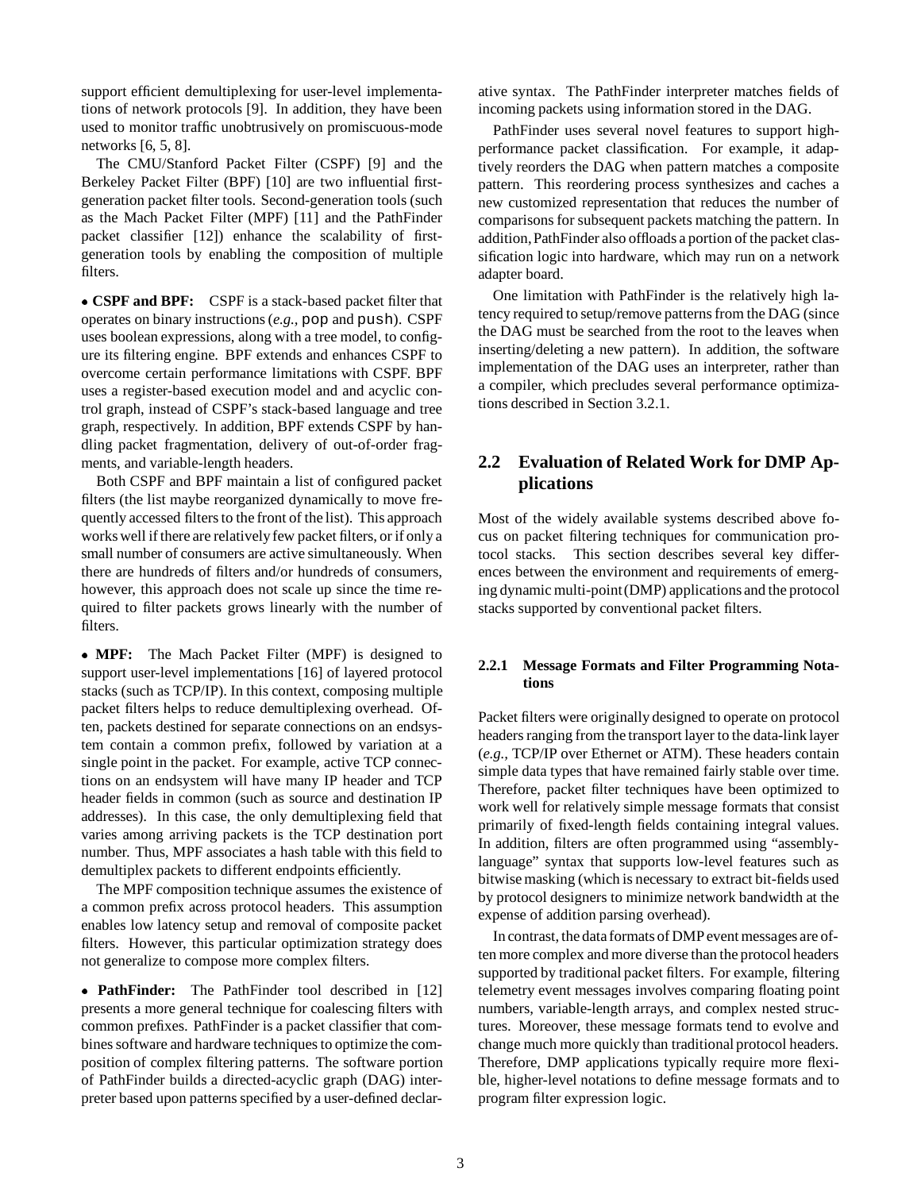support efficient demultiplexing for user-level implementations of network protocols [9]. In addition, they have been used to monitor traffic unobtrusively on promiscuous-mode networks [6, 5, 8].

The CMU/Stanford Packet Filter (CSPF) [9] and the Berkeley Packet Filter (BPF) [10] are two influential first-generation packet filter tools. Second-generation tools (such as the Mach Packet Filter (MPF) [11] and the PathFinder packet classifier [12]) enhance the scalability of first-generation tools by enabling the composition of multiple filters.

- **CSPF and BPF:** CSPF is a stack-based packet filter that operates on binary instructions (*e.g.,* `pop` and `push`). CSPF uses boolean expressions, along with a tree model, to configure its filtering engine. BPF extends and enhances CSPF to overcome certain performance limitations with CSPF. BPF uses a register-based execution model and and acyclic control graph, instead of CSPF's stack-based language and tree graph, respectively. In addition, BPF extends CSPF by handling packet fragmentation, delivery of out-of-order fragments, and variable-length headers.

Both CSPF and BPF maintain a list of configured packet filters (the list maybe reorganized dynamically to move frequently accessed filters to the front of the list). This approach works well if there are relatively few packet filters, or if only a small number of consumers are active simultaneously. When there are hundreds of filters and/or hundreds of consumers, however, this approach does not scale up since the time required to filter packets grows linearly with the number of filters.

- **MPF:** The Mach Packet Filter (MPF) is designed to support user-level implementations [16] of layered protocol stacks (such as TCP/IP). In this context, composing multiple packet filters helps to reduce demultiplexing overhead. Often, packets destined for separate connections on an endsystem contain a common prefix, followed by variation at a single point in the packet. For example, active TCP connections on an endsystem will have many IP header and TCP header fields in common (such as source and destination IP addresses). In this case, the only demultiplexing field that varies among arriving packets is the TCP destination port number. Thus, MPF associates a hash table with this field to demultiplex packets to different endpoints efficiently.

The MPF composition technique assumes the existence of a common prefix across protocol headers. This assumption enables low latency setup and removal of composite packet filters. However, this particular optimization strategy does not generalize to compose more complex filters.

- **PathFinder:** The PathFinder tool described in [12] presents a more general technique for coalescing filters with common prefixes. PathFinder is a packet classifier that combines software and hardware techniques to optimize the composition of complex filtering patterns. The software portion of PathFinder builds a directed-acyclic graph (DAG) interpreter based upon patterns specified by a user-defined declarative syntax. The PathFinder interpreter matches fields of incoming packets using information stored in the DAG.

PathFinder uses several novel features to support high-performance packet classification. For example, it adaptively reorders the DAG when pattern matches a composite pattern. This reordering process synthesizes and caches a new customized representation that reduces the number of comparisons for subsequent packets matching the pattern. In addition, PathFinder also offloads a portion of the packet classification logic into hardware, which may run on a network adapter board.

One limitation with PathFinder is the relatively high latency required to setup/remove patterns from the DAG (since the DAG must be searched from the root to the leaves when inserting/deleting a new pattern). In addition, the software implementation of the DAG uses an interpreter, rather than a compiler, which precludes several performance optimizations described in Section 3.2.1.

## 2.2 Evaluation of Related Work for DMP Applications

Most of the widely available systems described above focus on packet filtering techniques for communication protocol stacks. This section describes several key differences between the environment and requirements of emerging dynamic multi-point (DMP) applications and the protocol stacks supported by conventional packet filters.

### 2.2.1 Message Formats and Filter Programming Notations

Packet filters were originally designed to operate on protocol headers ranging from the transport layer to the data-link layer (*e.g.,* TCP/IP over Ethernet or ATM). These headers contain simple data types that have remained fairly stable over time. Therefore, packet filter techniques have been optimized to work well for relatively simple message formats that consist primarily of fixed-length fields containing integral values. In addition, filters are often programmed using "assembly-language" syntax that supports low-level features such as bitwise masking (which is necessary to extract bit-fields used by protocol designers to minimize network bandwidth at the expense of addition parsing overhead).

In contrast, the data formats of DMP event messages are often more complex and more diverse than the protocol headers supported by traditional packet filters. For example, filtering telemetry event messages involves comparing floating point numbers, variable-length arrays, and complex nested structures. Moreover, these message formats tend to evolve and change much more quickly than traditional protocol headers. Therefore, DMP applications typically require more flexible, higher-level notations to define message formats and to program filter expression logic.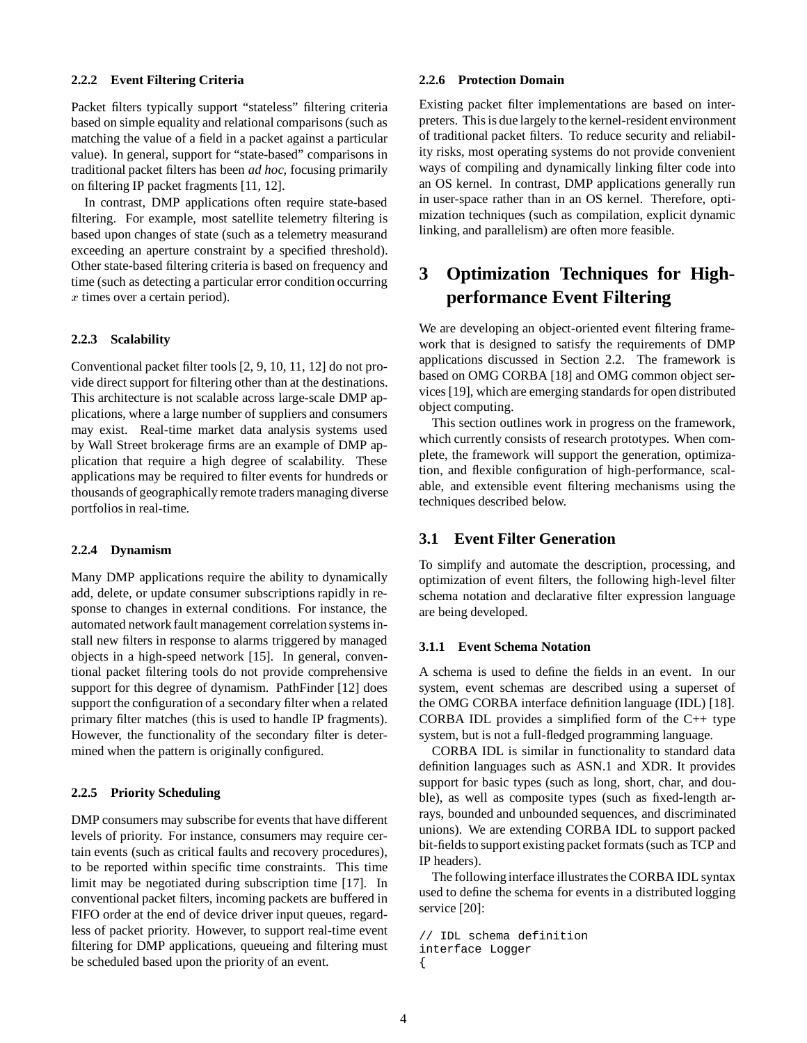#### 2.2.2 Event Filtering Criteria

Packet filters typically support "stateless" filtering criteria based on simple equality and relational comparisons (such as matching the value of a field in a packet against a particular value). In general, support for "state-based" comparisons in traditional packet filters has been *ad hoc*, focusing primarily on filtering IP packet fragments [11, 12].

In contrast, DMP applications often require state-based filtering. For example, most satellite telemetry filtering is based upon changes of state (such as a telemetry measurand exceeding an aperture constraint by a specified threshold). Other state-based filtering criteria is based on frequency and time (such as detecting a particular error condition occurring $x$ times over a certain period).

#### 2.2.3 Scalability

Conventional packet filter tools [2, 9, 10, 11, 12] do not provide direct support for filtering other than at the destinations. This architecture is not scalable across large-scale DMP applications, where a large number of suppliers and consumers may exist. Real-time market data analysis systems used by Wall Street brokerage firms are an example of DMP application that require a high degree of scalability. These applications may be required to filter events for hundreds or thousands of geographically remote traders managing diverse portfolios in real-time.

#### 2.2.4 Dynamism

Many DMP applications require the ability to dynamically add, delete, or update consumer subscriptions rapidly in response to changes in external conditions. For instance, the automated network fault management correlation systems install new filters in response to alarms triggered by managed objects in a high-speed network [15]. In general, conventional packet filtering tools do not provide comprehensive support for this degree of dynamism. PathFinder [12] does support the configuration of a secondary filter when a related primary filter matches (this is used to handle IP fragments). However, the functionality of the secondary filter is determined when the pattern is originally configured.

#### 2.2.5 Priority Scheduling

DMP consumers may subscribe for events that have different levels of priority. For instance, consumers may require certain events (such as critical faults and recovery procedures), to be reported within specific time constraints. This time limit may be negotiated during subscription time [17]. In conventional packet filters, incoming packets are buffered in FIFO order at the end of device driver input queues, regardless of packet priority. However, to support real-time event filtering for DMP applications, queueing and filtering must be scheduled based upon the priority of an event.

#### 2.2.6 Protection Domain

Existing packet filter implementations are based on interpreters. This is due largely to the kernel-resident environment of traditional packet filters. To reduce security and reliability risks, most operating systems do not provide convenient ways of compiling and dynamically linking filter code into an OS kernel. In contrast, DMP applications generally run in user-space rather than in an OS kernel. Therefore, optimization techniques (such as compilation, explicit dynamic linking, and parallelism) are often more feasible.

# 3 Optimization Techniques for High-performance Event Filtering

We are developing an object-oriented event filtering framework that is designed to satisfy the requirements of DMP applications discussed in Section 2.2. The framework is based on OMG CORBA [18] and OMG common object services [19], which are emerging standards for open distributed object computing.

This section outlines work in progress on the framework, which currently consists of research prototypes. When complete, the framework will support the generation, optimization, and flexible configuration of high-performance, scalable, and extensible event filtering mechanisms using the techniques described below.

## 3.1 Event Filter Generation

To simplify and automate the description, processing, and optimization of event filters, the following high-level filter schema notation and declarative filter expression language are being developed.

#### 3.1.1 Event Schema Notation

A schema is used to define the fields in an event. In our system, event schemas are described using a superset of the OMG CORBA interface definition language (IDL) [18]. CORBA IDL provides a simplified form of the C++ type system, but is not a full-fledged programming language.

CORBA IDL is similar in functionality to standard data definition languages such as ASN.1 and XDR. It provides support for basic types (such as long, short, char, and double), as well as composite types (such as fixed-length arrays, bounded and unbounded sequences, and discriminated unions). We are extending CORBA IDL to support packed bit-fields to support existing packet formats (such as TCP and IP headers).

The following interface illustrates the CORBA IDL syntax used to define the schema for events in a distributed logging service [20]:

```
// IDL schema definition
interface Logger
{
```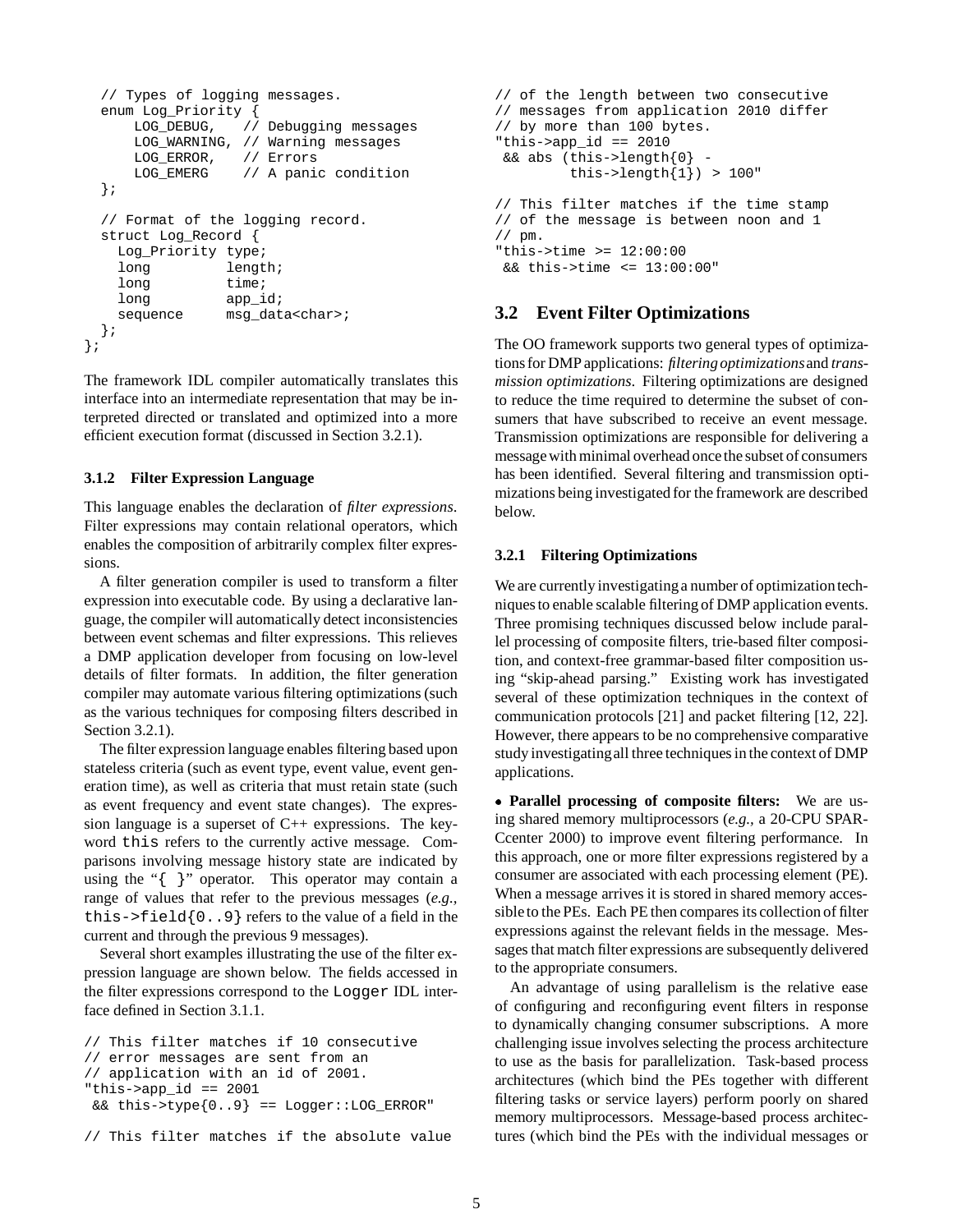```
  // Types of logging messages.
  enum Log_Priority {
      LOG_DEBUG,   // Debugging messages
      LOG_WARNING, // Warning messages
      LOG_ERROR,   // Errors
      LOG_EMERG    // A panic condition
  };

  // Format of the logging record.
  struct Log_Record {
    Log_Priority type;
    long         length;
    long         time;
    long         app_id;
    sequence     msg_data<char>;
  };
};
```

The framework IDL compiler automatically translates this interface into an intermediate representation that may be interpreted directed or translated and optimized into a more efficient execution format (discussed in Section 3.2.1).

#### 3.1.2 Filter Expression Language

This language enables the declaration of *filter expressions*. Filter expressions may contain relational operators, which enables the composition of arbitrarily complex filter expressions.

A filter generation compiler is used to transform a filter expression into executable code. By using a declarative language, the compiler will automatically detect inconsistencies between event schemas and filter expressions. This relieves a DMP application developer from focusing on low-level details of filter formats. In addition, the filter generation compiler may automate various filtering optimizations (such as the various techniques for composing filters described in Section 3.2.1).

The filter expression language enables filtering based upon stateless criteria (such as event type, event value, event generation time), as well as criteria that must retain state (such as event frequency and event state changes). The expression language is a superset of C++ expressions. The keyword `this` refers to the currently active message. Comparisons involving message history state are indicated by using the "`{ }`" operator. This operator may contain a range of values that refer to the previous messages (*e.g.*, `this->field{0..9}` refers to the value of a field in the current and through the previous 9 messages).

Several short examples illustrating the use of the filter expression language are shown below. The fields accessed in the filter expressions correspond to the `Logger` IDL interface defined in Section 3.1.1.

```
// This filter matches if 10 consecutive
// error messages are sent from an
// application with an id of 2001.
"this->app_id == 2001
 && this->type{0..9} == Logger::LOG_ERROR"

// This filter matches if the absolute value
// of the length between two consecutive
// messages from application 2010 differ
// by more than 100 bytes.
"this->app_id == 2010
 && abs (this->length{0} -
         this->length{1}) > 100"

// This filter matches if the time stamp
// of the message is between noon and 1
// pm.
"this->time >= 12:00:00
 && this->time <= 13:00:00"
```

## 3.2 Event Filter Optimizations

The OO framework supports two general types of optimizations for DMP applications: *filtering optimizations* and *transmission optimizations*. Filtering optimizations are designed to reduce the time required to determine the subset of consumers that have subscribed to receive an event message. Transmission optimizations are responsible for delivering a message with minimal overhead once the subset of consumers has been identified. Several filtering and transmission optimizations being investigated for the framework are described below.

#### 3.2.1 Filtering Optimizations

We are currently investigating a number of optimization techniques to enable scalable filtering of DMP application events. Three promising techniques discussed below include parallel processing of composite filters, trie-based filter composition, and context-free grammar-based filter composition using "skip-ahead parsing." Existing work has investigated several of these optimization techniques in the context of communication protocols [21] and packet filtering [12, 22]. However, there appears to be no comprehensive comparative study investigating all three techniques in the context of DMP applications.

• **Parallel processing of composite filters:** We are using shared memory multiprocessors (*e.g.*, a 20-CPU SPARCcenter 2000) to improve event filtering performance. In this approach, one or more filter expressions registered by a consumer are associated with each processing element (PE). When a message arrives it is stored in shared memory accessible to the PEs. Each PE then compares its collection of filter expressions against the relevant fields in the message. Messages that match filter expressions are subsequently delivered to the appropriate consumers.

An advantage of using parallelism is the relative ease of configuring and reconfiguring event filters in response to dynamically changing consumer subscriptions. A more challenging issue involves selecting the process architecture to use as the basis for parallelization. Task-based process architectures (which bind the PEs together with different filtering tasks or service layers) perform poorly on shared memory multiprocessors. Message-based process architectures (which bind the PEs with the individual messages or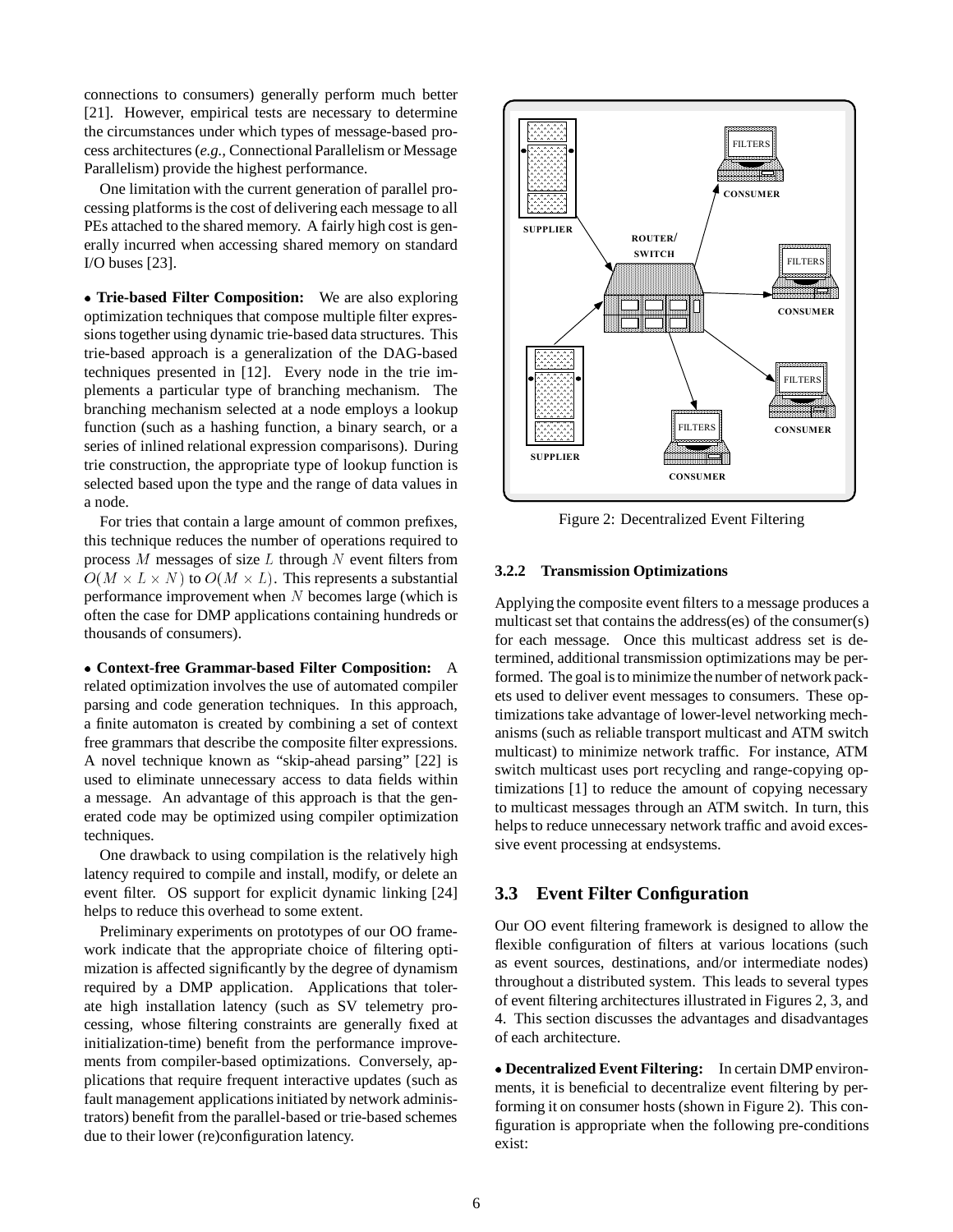connections to consumers) generally perform much better [21]. However, empirical tests are necessary to determine the circumstances under which types of message-based process architectures (*e.g.,* Connectional Parallelism or Message Parallelism) provide the highest performance.

One limitation with the current generation of parallel processing platforms is the cost of delivering each message to all PEs attached to the shared memory. A fairly high cost is generally incurred when accessing shared memory on standard I/O buses [23].

- **Trie-based Filter Composition:** We are also exploring optimization techniques that compose multiple filter expressions together using dynamic trie-based data structures. This trie-based approach is a generalization of the DAG-based techniques presented in [12]. Every node in the trie implements a particular type of branching mechanism. The branching mechanism selected at a node employs a lookup function (such as a hashing function, a binary search, or a series of inlined relational expression comparisons). During trie construction, the appropriate type of lookup function is selected based upon the type and the range of data values in a node.

For tries that contain a large amount of common prefixes, this technique reduces the number of operations required to process $M$ messages of size $L$ through $N$ event filters from $O(M \times L \times N)$ to $O(M \times L)$. This represents a substantial performance improvement when $N$ becomes large (which is often the case for DMP applications containing hundreds or thousands of consumers).

- **Context-free Grammar-based Filter Composition:** A related optimization involves the use of automated compiler parsing and code generation techniques. In this approach, a finite automaton is created by combining a set of context free grammars that describe the composite filter expressions. A novel technique known as "skip-ahead parsing" [22] is used to eliminate unnecessary access to data fields within a message. An advantage of this approach is that the generated code may be optimized using compiler optimization techniques.

One drawback to using compilation is the relatively high latency required to compile and install, modify, or delete an event filter. OS support for explicit dynamic linking [24] helps to reduce this overhead to some extent.

Preliminary experiments on prototypes of our OO framework indicate that the appropriate choice of filtering optimization is affected significantly by the degree of dynamism required by a DMP application. Applications that tolerate high installation latency (such as SV telemetry processing, whose filtering constraints are generally fixed at initialization-time) benefit from the performance improvements from compiler-based optimizations. Conversely, applications that require frequent interactive updates (such as fault management applications initiated by network administrators) benefit from the parallel-based or trie-based schemes due to their lower (re)configuration latency.

Figure 2: Decentralized Event Filtering

#### 3.2.2 Transmission Optimizations

Applying the composite event filters to a message produces a multicast set that contains the address(es) of the consumer(s) for each message. Once this multicast address set is determined, additional transmission optimizations may be performed. The goal is to minimize the number of network packets used to deliver event messages to consumers. These optimizations take advantage of lower-level networking mechanisms (such as reliable transport multicast and ATM switch multicast) to minimize network traffic. For instance, ATM switch multicast uses port recycling and range-copying optimizations [1] to reduce the amount of copying necessary to multicast messages through an ATM switch. In turn, this helps to reduce unnecessary network traffic and avoid excessive event processing at endsystems.

### 3.3 Event Filter Configuration

Our OO event filtering framework is designed to allow the flexible configuration of filters at various locations (such as event sources, destinations, and/or intermediate nodes) throughout a distributed system. This leads to several types of event filtering architectures illustrated in Figures 2, 3, and 4. This section discusses the advantages and disadvantages of each architecture.

- **Decentralized Event Filtering:** In certain DMP environments, it is beneficial to decentralize event filtering by performing it on consumer hosts (shown in Figure 2). This configuration is appropriate when the following pre-conditions exist: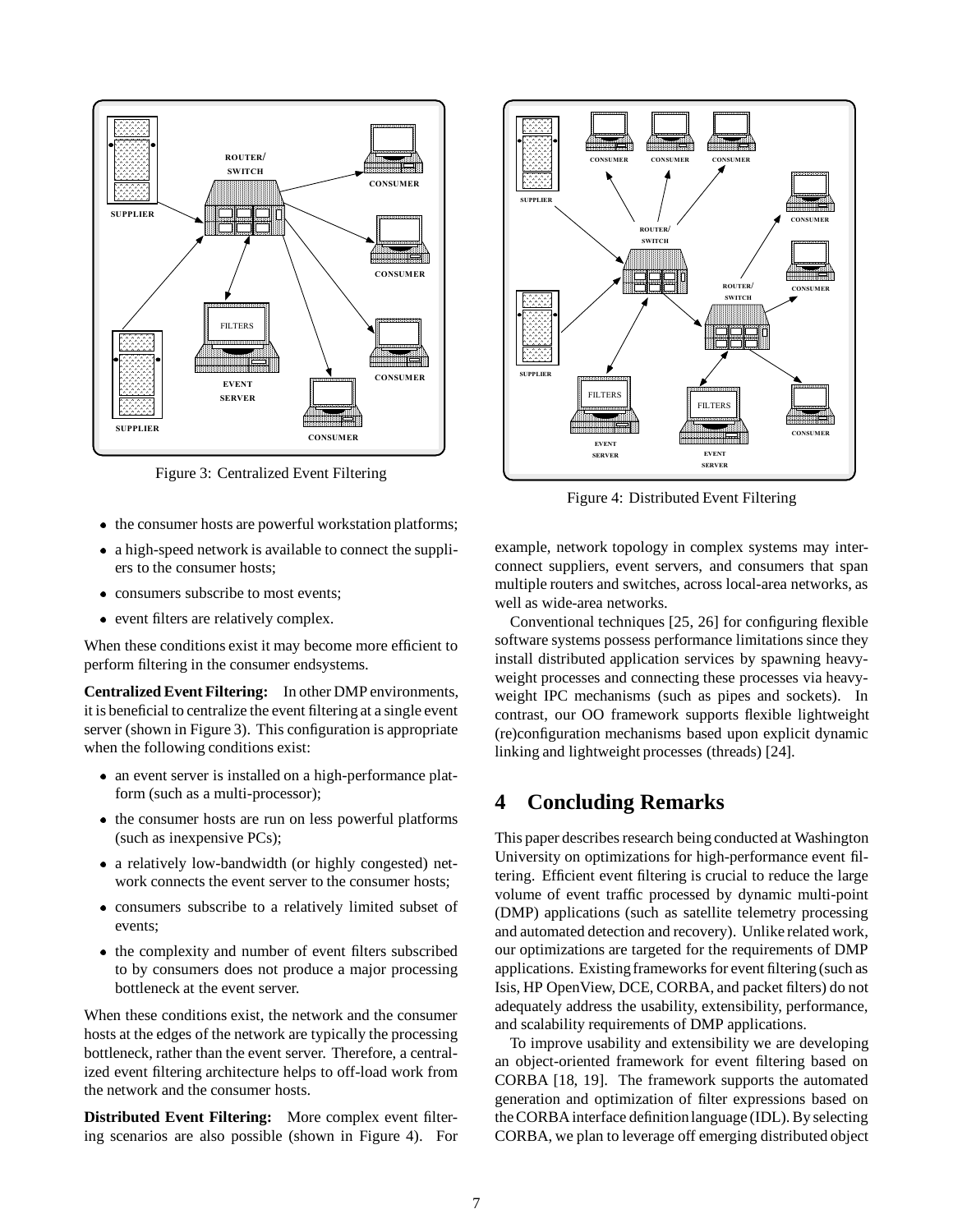Figure 3: Centralized Event Filtering

Figure 4: Distributed Event Filtering

- the consumer hosts are powerful workstation platforms;
- a high-speed network is available to connect the suppliers to the consumer hosts;
- consumers subscribe to most events;
- event filters are relatively complex.

When these conditions exist it may become more efficient to perform filtering in the consumer endsystems.

**Centralized Event Filtering:** In other DMP environments, it is beneficial to centralize the event filtering at a single event server (shown in Figure 3). This configuration is appropriate when the following conditions exist:

- an event server is installed on a high-performance platform (such as a multi-processor);
- the consumer hosts are run on less powerful platforms (such as inexpensive PCs);
- a relatively low-bandwidth (or highly congested) network connects the event server to the consumer hosts;
- consumers subscribe to a relatively limited subset of events;
- the complexity and number of event filters subscribed to by consumers does not produce a major processing bottleneck at the event server.

When these conditions exist, the network and the consumer hosts at the edges of the network are typically the processing bottleneck, rather than the event server. Therefore, a centralized event filtering architecture helps to off-load work from the network and the consumer hosts.

**Distributed Event Filtering:** More complex event filtering scenarios are also possible (shown in Figure 4). For example, network topology in complex systems may interconnect suppliers, event servers, and consumers that span multiple routers and switches, across local-area networks, as well as wide-area networks.

Conventional techniques [25, 26] for configuring flexible software systems possess performance limitations since they install distributed application services by spawning heavyweight processes and connecting these processes via heavyweight IPC mechanisms (such as pipes and sockets). In contrast, our OO framework supports flexible lightweight (re)configuration mechanisms based upon explicit dynamic linking and lightweight processes (threads) [24].

# 4 Concluding Remarks

This paper describes research being conducted at Washington University on optimizations for high-performance event filtering. Efficient event filtering is crucial to reduce the large volume of event traffic processed by dynamic multi-point (DMP) applications (such as satellite telemetry processing and automated detection and recovery). Unlike related work, our optimizations are targeted for the requirements of DMP applications. Existing frameworks for event filtering (such as Isis, HP OpenView, DCE, CORBA, and packet filters) do not adequately address the usability, extensibility, performance, and scalability requirements of DMP applications.

To improve usability and extensibility we are developing an object-oriented framework for event filtering based on CORBA [18, 19]. The framework supports the automated generation and optimization of filter expressions based on the CORBA interface definition language (IDL). By selecting CORBA, we plan to leverage off emerging distributed object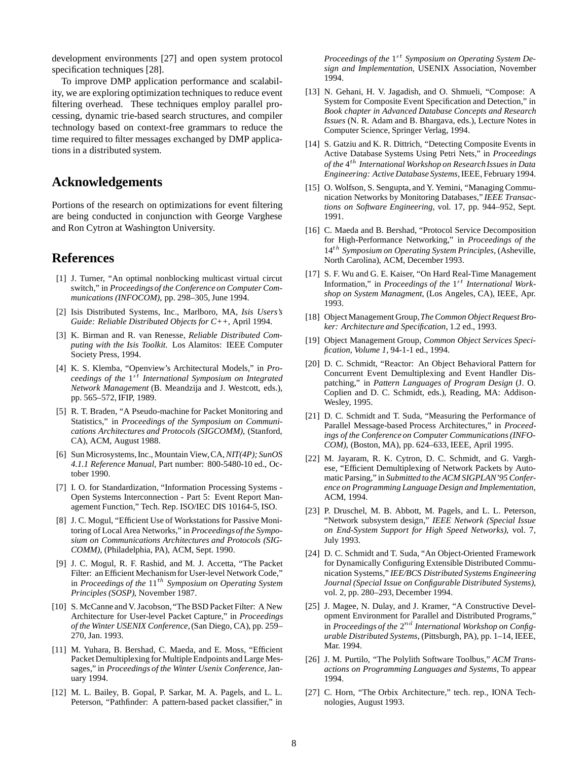development environments [27] and open system protocol specification techniques [28].

To improve DMP application performance and scalability, we are exploring optimization techniques to reduce event filtering overhead. These techniques employ parallel processing, dynamic trie-based search structures, and compiler technology based on context-free grammars to reduce the time required to filter messages exchanged by DMP applications in a distributed system.

## Acknowledgements

Portions of the research on optimizations for event filtering are being conducted in conjunction with George Varghese and Ron Cytron at Washington University.

## References

[1] J. Turner, "An optimal nonblocking multicast virtual circut switch," in *Proceedings of the Conference on Computer Communications (INFOCOM)*, pp. 298–305, June 1994.

[2] Isis Distributed Systems, Inc., Marlboro, MA, *Isis Users's Guide: Reliable Distributed Objects for C++*, April 1994.

[3] K. Birman and R. van Renesse, *Reliable Distributed Computing with the Isis Toolkit.* Los Alamitos: IEEE Computer Society Press, 1994.

[4] K. S. Klemba, "Openview's Architectural Models," in *Proceedings of the* $1^{st}$ *International Symposium on Integrated Network Management* (B. Meandzija and J. Westcott, eds.), pp. 565–572, IFIP, 1989.

[5] R. T. Braden, "A Pseudo-machine for Packet Monitoring and Statistics," in *Proceedings of the Symposium on Communications Architectures and Protocols (SIGCOMM)*, (Stanford, CA), ACM, August 1988.

[6] Sun Microsystems, Inc., Mountain View, CA, *NIT(4P); SunOS 4.1.1 Reference Manual*, Part number: 800-5480-10 ed., October 1990.

[7] I. O. for Standardization, "Information Processing Systems - Open Systems Interconnection - Part 5: Event Report Management Function," Tech. Rep. ISO/IEC DIS 10164-5, ISO.

[8] J. C. Mogul, "Efficient Use of Workstations for Passive Monitoring of Local Area Networks," in *Proceedings of the Symposium on Communications Architectures and Protocols (SIGCOMM)*, (Philadelphia, PA), ACM, Sept. 1990.

[9] J. C. Mogul, R. F. Rashid, and M. J. Accetta, "The Packet Filter: an Efficient Mechanism for User-level Network Code," in *Proceedings of the* $11^{th}$ *Symposium on Operating System Principles (SOSP)*, November 1987.

[10] S. McCanne and V. Jacobson, "The BSD Packet Filter: A New Architecture for User-level Packet Capture," in *Proceedings of the Winter USENIX Conference*, (San Diego, CA), pp. 259–270, Jan. 1993.

[11] M. Yuhara, B. Bershad, C. Maeda, and E. Moss, "Efficient Packet Demultiplexing for Multiple Endpoints and Large Messages," in *Proceedings of the Winter Usenix Conference*, January 1994.

[12] M. L. Bailey, B. Gopal, P. Sarkar, M. A. Pagels, and L. L. Peterson, "Pathfinder: A pattern-based packet classifier," in *Proceedings of the* $1^{st}$ *Symposium on Operating System Design and Implementation*, USENIX Association, November 1994.

[13] N. Gehani, H. V. Jagadish, and O. Shmueli, "Compose: A System for Composite Event Specification and Detection," in *Book chapter in Advanced Database Concepts and Research Issues* (N. R. Adam and B. Bhargava, eds.), Lecture Notes in Computer Science, Springer Verlag, 1994.

[14] S. Gatziu and K. R. Dittrich, "Detecting Composite Events in Active Database Systems Using Petri Nets," in *Proceedings of the* $4^{th}$ *International Workshop on Research Issues in Data Engineering: Active Database Systems*, IEEE, February 1994.

[15] O. Wolfson, S. Sengupta, and Y. Yemini, "Managing Communication Networks by Monitoring Databases," *IEEE Transactions on Software Engineering*, vol. 17, pp. 944–952, Sept. 1991.

[16] C. Maeda and B. Bershad, "Protocol Service Decomposition for High-Performance Networking," in *Proceedings of the* $14^{th}$ *Symposium on Operating System Principles*, (Asheville, North Carolina), ACM, December 1993.

[17] S. F. Wu and G. E. Kaiser, "On Hard Real-Time Management Information," in *Proceedings of the* $1^{st}$ *International Workshop on System Managment*, (Los Angeles, CA), IEEE, Apr. 1993.

[18] Object Management Group, *The Common Object Request Broker: Architecture and Specification*, 1.2 ed., 1993.

[19] Object Management Group, *Common Object Services Specification, Volume 1*, 94-1-1 ed., 1994.

[20] D. C. Schmidt, "Reactor: An Object Behavioral Pattern for Concurrent Event Demultiplexing and Event Handler Dispatching," in *Pattern Languages of Program Design* (J. O. Coplien and D. C. Schmidt, eds.), Reading, MA: Addison-Wesley, 1995.

[21] D. C. Schmidt and T. Suda, "Measuring the Performance of Parallel Message-based Process Architectures," in *Proceedings of the Conference on Computer Communications (INFOCOM)*, (Boston, MA), pp. 624–633, IEEE, April 1995.

[22] M. Jayaram, R. K. Cytron, D. C. Schmidt, and G. Varghese, "Efficient Demultiplexing of Network Packets by Automatic Parsing," in *Submitted to the ACM SIGPLAN'95 Conference on Programming Language Design and Implementation*, ACM, 1994.

[23] P. Druschel, M. B. Abbott, M. Pagels, and L. L. Peterson, "Network subsystem design," *IEEE Network (Special Issue on End-System Support for High Speed Networks)*, vol. 7, July 1993.

[24] D. C. Schmidt and T. Suda, "An Object-Oriented Framework for Dynamically Configuring Extensible Distributed Communication Systems," *IEE/BCS Distributed Systems Engineering Journal (Special Issue on Configurable Distributed Systems)*, vol. 2, pp. 280–293, December 1994.

[25] J. Magee, N. Dulay, and J. Kramer, "A Constructive Development Environment for Parallel and Distributed Programs," in *Proceedings of the* $2^{nd}$ *International Workshop on Configurable Distributed Systems*, (Pittsburgh, PA), pp. 1–14, IEEE, Mar. 1994.

[26] J. M. Purtilo, "The Polylith Software Toolbus," *ACM Transactions on Programming Languages and Systems*, To appear 1994.

[27] C. Horn, "The Orbix Architecture," tech. rep., IONA Technologies, August 1993.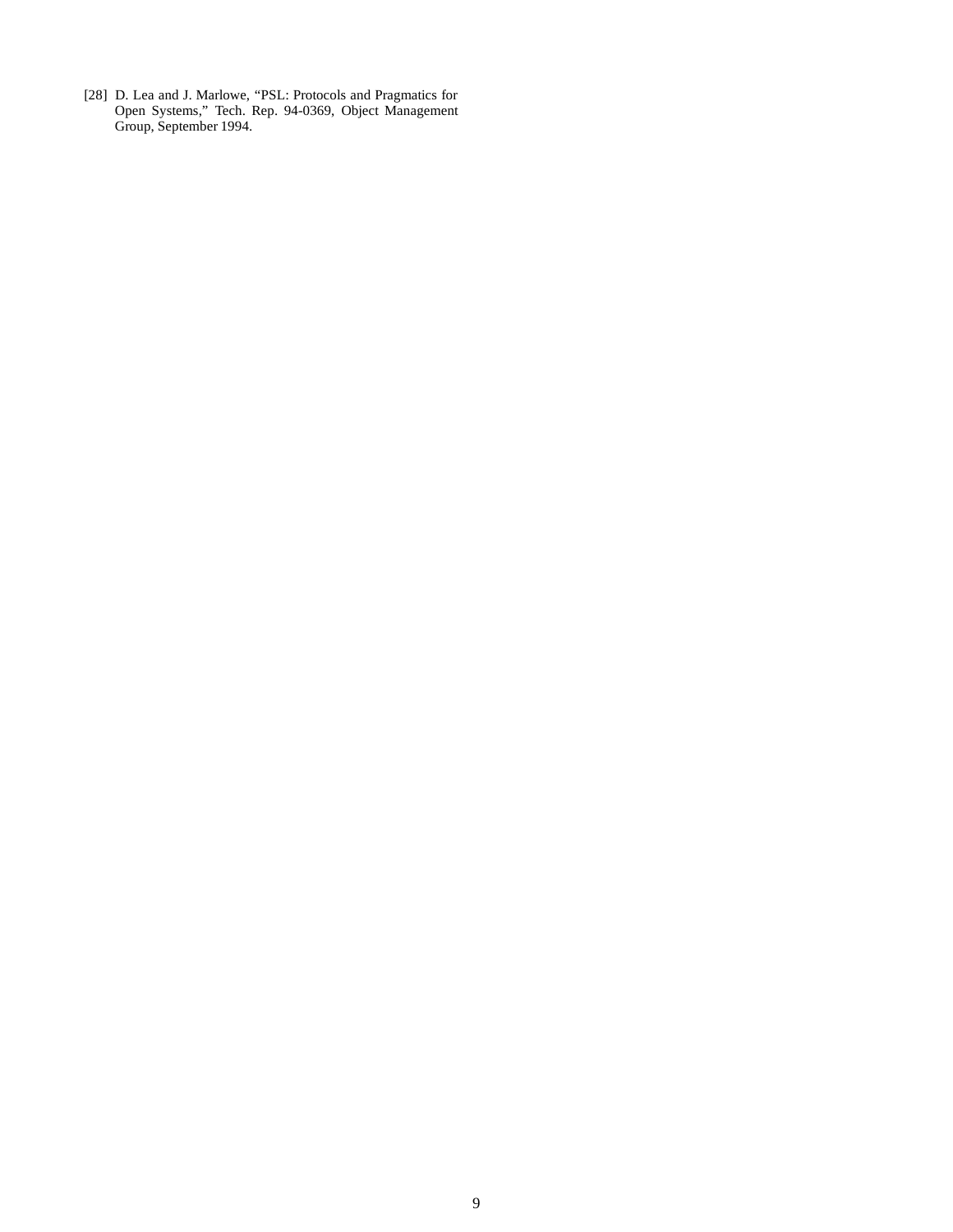[28] D. Lea and J. Marlowe, "PSL: Protocols and Pragmatics for Open Systems," Tech. Rep. 94-0369, Object Management Group, September 1994.